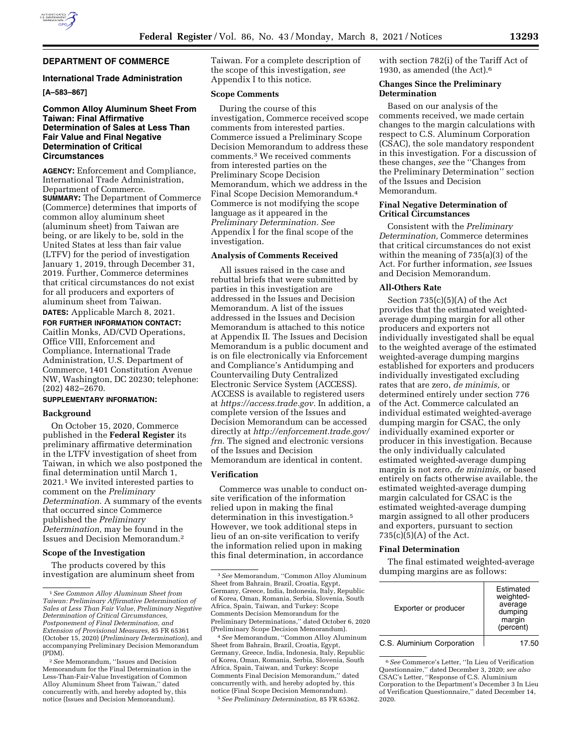## DEPARTMENT OF COMMERCE

### International Trade Administration

**[A–583–867]**

### Common Alloy Aluminum Sheet From Taiwan: Final Affirmative Determination of Sales at Less Than Fair Value and Final Negative Determination of Critical Circumstances

**AGENCY:** Enforcement and Compliance, International Trade Administration, Department of Commerce.

**SUMMARY:** The Department of Commerce (Commerce) determines that imports of common alloy aluminum sheet (aluminum sheet) from Taiwan are being, or are likely to be, sold in the United States at less than fair value (LTFV) for the period of investigation January 1, 2019, through December 31, 2019. Further, Commerce determines that critical circumstances do not exist for all producers and exporters of aluminum sheet from Taiwan.

**DATES:** Applicable March 8, 2021.

**FOR FURTHER INFORMATION CONTACT:** Caitlin Monks, AD/CVD Operations, Office VIII, Enforcement and Compliance, International Trade Administration, U.S. Department of Commerce, 1401 Constitution Avenue NW, Washington, DC 20230; telephone: (202) 482–2670.

**SUPPLEMENTARY INFORMATION:**

#### Background

On October 15, 2020, Commerce published in the **Federal Register** its preliminary affirmative determination in the LTFV investigation of sheet from Taiwan, in which we also postponed the final determination until March 1, 2021.[1] We invited interested parties to comment on the *Preliminary Determination.* A summary of the events that occurred since Commerce published the *Preliminary Determination,* may be found in the Issues and Decision Memorandum.[2]

#### Scope of the Investigation

The products covered by this investigation are aluminum sheet from Taiwan. For a complete description of the scope of this investigation, *see* Appendix I to this notice.

#### Scope Comments

During the course of this investigation, Commerce received scope comments from interested parties. Commerce issued a Preliminary Scope Decision Memorandum to address these comments.[3] We received comments from interested parties on the Preliminary Scope Decision Memorandum, which we address in the Final Scope Decision Memorandum.[4] Commerce is not modifying the scope language as it appeared in the *Preliminary Determination. See* Appendix I for the final scope of the investigation.

#### Analysis of Comments Received

All issues raised in the case and rebuttal briefs that were submitted by parties in this investigation are addressed in the Issues and Decision Memorandum. A list of the issues addressed in the Issues and Decision Memorandum is attached to this notice at Appendix II. The Issues and Decision Memorandum is a public document and is on file electronically via Enforcement and Compliance's Antidumping and Countervailing Duty Centralized Electronic Service System (ACCESS). ACCESS is available to registered users at *https://access.trade.gov.* In addition, a complete version of the Issues and Decision Memorandum can be accessed directly at *http://enforcement.trade.gov/frn.* The signed and electronic versions of the Issues and Decision Memorandum are identical in content.

#### Verification

Commerce was unable to conduct on-site verification of the information relied upon in making the final determination in this investigation.[5] However, we took additional steps in lieu of an on-site verification to verify the information relied upon in making this final determination, in accordance with section 782(i) of the Tariff Act of 1930, as amended (the Act).[6]

#### Changes Since the Preliminary Determination

Based on our analysis of the comments received, we made certain changes to the margin calculations with respect to C.S. Aluminum Corporation (CSAC), the sole mandatory respondent in this investigation. For a discussion of these changes, *see* the "Changes from the Preliminary Determination" section of the Issues and Decision Memorandum.

#### Final Negative Determination of Critical Circumstances

Consistent with the *Preliminary Determination,* Commerce determines that critical circumstances do not exist within the meaning of 735(a)(3) of the Act. For further information, *see* Issues and Decision Memorandum.

#### All-Others Rate

Section 735(c)(5)(A) of the Act provides that the estimated weighted-average dumping margin for all other producers and exporters not individually investigated shall be equal to the weighted average of the estimated weighted-average dumping margins established for exporters and producers individually investigated excluding rates that are zero, *de minimis,* or determined entirely under section 776 of the Act. Commerce calculated an individual estimated weighted-average dumping margin for CSAC, the only individually examined exporter or producer in this investigation. Because the only individually calculated estimated weighted-average dumping margin is not zero, *de minimis,* or based entirely on facts otherwise available, the estimated weighted-average dumping margin calculated for CSAC is the estimated weighted-average dumping margin assigned to all other producers and exporters, pursuant to section 735(c)(5)(A) of the Act.

#### Final Determination

The final estimated weighted-average dumping margins are as follows:

| Exporter or producer | Estimated weighted-average dumping margin (percent) |
|---|---|
| C.S. Aluminium Corporation | 17.50 |

---

[1] *See Common Alloy Aluminum Sheet from Taiwan: Preliminary Affirmative Determination of Sales at Less Than Fair Value, Preliminary Negative Determination of Critical Circumstances, Postponement of Final Determination, and Extension of Provisional Measures,* 85 FR 65361 (October 15, 2020) (*Preliminary Determination*), and accompanying Preliminary Decision Memorandum (PDM).

[2] *See* Memorandum, "Issues and Decision Memorandum for the Final Determination in the Less-Than-Fair-Value Investigation of Common Alloy Aluminum Sheet from Taiwan," dated concurrently with, and hereby adopted by, this notice (Issues and Decision Memorandum).

[3] *See* Memorandum, "Common Alloy Aluminum Sheet from Bahrain, Brazil, Croatia, Egypt, Germany, Greece, India, Indonesia, Italy, Republic of Korea, Oman, Romania, Serbia, Slovenia, South Africa, Spain, Taiwan, and Turkey: Scope Comments Decision Memorandum for the Preliminary Determinations," dated October 6, 2020 (Preliminary Scope Decision Memorandum).

[4] *See* Memorandum, "Common Alloy Aluminum Sheet from Bahrain, Brazil, Croatia, Egypt, Germany, Greece, India, Indonesia, Italy, Republic of Korea, Oman, Romania, Serbia, Slovenia, South Africa, Spain, Taiwan, and Turkey: Scope Comments Final Decision Memorandum," dated concurrently with, and hereby adopted by, this notice (Final Scope Decision Memorandum).

[5] *See Preliminary Determination,* 85 FR 65362.

[6] *See* Commerce's Letter, "In Lieu of Verification Questionnaire," dated December 3, 2020; *see also* CSAC's Letter, "Response of C.S. Aluminium Corporation to the Department's December 3 In Lieu of Verification Questionnaire," dated December 14, 2020.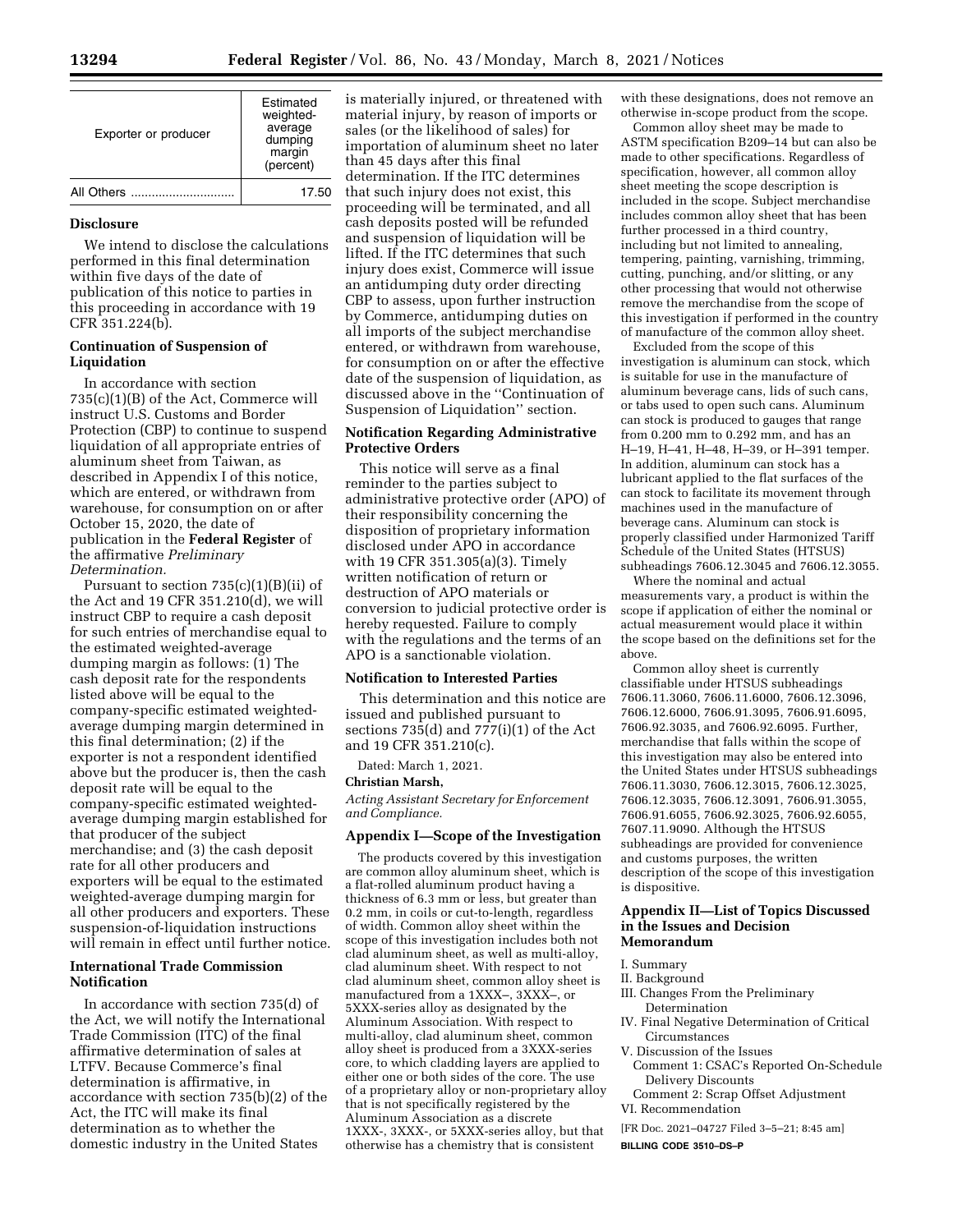| Exporter or producer | Estimated weighted-average dumping margin (percent) |
| --- | --- |
| All Others | 17.50 |

## Disclosure

We intend to disclose the calculations performed in this final determination within five days of the date of publication of this notice to parties in this proceeding in accordance with 19 CFR 351.224(b).

## Continuation of Suspension of Liquidation

In accordance with section 735(c)(1)(B) of the Act, Commerce will instruct U.S. Customs and Border Protection (CBP) to continue to suspend liquidation of all appropriate entries of aluminum sheet from Taiwan, as described in Appendix I of this notice, which are entered, or withdrawn from warehouse, for consumption on or after October 15, 2020, the date of publication in the **Federal Register** of the affirmative *Preliminary Determination.*

Pursuant to section 735(c)(1)(B)(ii) of the Act and 19 CFR 351.210(d), we will instruct CBP to require a cash deposit for such entries of merchandise equal to the estimated weighted-average dumping margin as follows: (1) The cash deposit rate for the respondents listed above will be equal to the company-specific estimated weighted-average dumping margin determined in this final determination; (2) if the exporter is not a respondent identified above but the producer is, then the cash deposit rate will be equal to the company-specific estimated weighted-average dumping margin established for that producer of the subject merchandise; and (3) the cash deposit rate for all other producers and exporters will be equal to the estimated weighted-average dumping margin for all other producers and exporters. These suspension-of-liquidation instructions will remain in effect until further notice.

## International Trade Commission Notification

In accordance with section 735(d) of the Act, we will notify the International Trade Commission (ITC) of the final affirmative determination of sales at LTFV. Because Commerce's final determination is affirmative, in accordance with section 735(b)(2) of the Act, the ITC will make its final determination as to whether the domestic industry in the United States is materially injured, or threatened with material injury, by reason of imports or sales (or the likelihood of sales) for importation of aluminum sheet no later than 45 days after this final determination. If the ITC determines that such injury does not exist, this proceeding will be terminated, and all cash deposits posted will be refunded and suspension of liquidation will be lifted. If the ITC determines that such injury does exist, Commerce will issue an antidumping duty order directing CBP to assess, upon further instruction by Commerce, antidumping duties on all imports of the subject merchandise entered, or withdrawn from warehouse, for consumption on or after the effective date of the suspension of liquidation, as discussed above in the "Continuation of Suspension of Liquidation" section.

## Notification Regarding Administrative Protective Orders

This notice will serve as a final reminder to the parties subject to administrative protective order (APO) of their responsibility concerning the disposition of proprietary information disclosed under APO in accordance with 19 CFR 351.305(a)(3). Timely written notification of return or destruction of APO materials or conversion to judicial protective order is hereby requested. Failure to comply with the regulations and the terms of an APO is a sanctionable violation.

## Notification to Interested Parties

This determination and this notice are issued and published pursuant to sections 735(d) and 777(i)(1) of the Act and 19 CFR 351.210(c).

Dated: March 1, 2021.

**Christian Marsh,**

*Acting Assistant Secretary for Enforcement and Compliance.*

## Appendix I—Scope of the Investigation

The products covered by this investigation are common alloy aluminum sheet, which is a flat-rolled aluminum product having a thickness of 6.3 mm or less, but greater than 0.2 mm, in coils or cut-to-length, regardless of width. Common alloy sheet within the scope of this investigation includes both not clad aluminum sheet, as well as multi-alloy, clad aluminum sheet. With respect to not clad aluminum sheet, common alloy sheet is manufactured from a 1XXX–, 3XXX–, or 5XXX-series alloy as designated by the Aluminum Association. With respect to multi-alloy, clad aluminum sheet, common alloy sheet is produced from a 3XXX-series core, to which cladding layers are applied to either one or both sides of the core. The use of a proprietary alloy or non-proprietary alloy that is not specifically registered by the Aluminum Association as a discrete 1XXX-, 3XXX-, or 5XXX-series alloy, but that otherwise has a chemistry that is consistent with these designations, does not remove an otherwise in-scope product from the scope.

Common alloy sheet may be made to ASTM specification B209–14 but can also be made to other specifications. Regardless of specification, however, all common alloy sheet meeting the scope description is included in the scope. Subject merchandise includes common alloy sheet that has been further processed in a third country, including but not limited to annealing, tempering, painting, varnishing, trimming, cutting, punching, and/or slitting, or any other processing that would not otherwise remove the merchandise from the scope of this investigation if performed in the country of manufacture of the common alloy sheet.

Excluded from the scope of this investigation is aluminum can stock, which is suitable for use in the manufacture of aluminum beverage cans, lids of such cans, or tabs used to open such cans. Aluminum can stock is produced to gauges that range from 0.200 mm to 0.292 mm, and has an H–19, H–41, H–48, H–39, or H–391 temper. In addition, aluminum can stock has a lubricant applied to the flat surfaces of the can stock to facilitate its movement through machines used in the manufacture of beverage cans. Aluminum can stock is properly classified under Harmonized Tariff Schedule of the United States (HTSUS) subheadings 7606.12.3045 and 7606.12.3055.

Where the nominal and actual measurements vary, a product is within the scope if application of either the nominal or actual measurement would place it within the scope based on the definitions set for the above.

Common alloy sheet is currently classifiable under HTSUS subheadings 7606.11.3060, 7606.11.6000, 7606.12.3096, 7606.12.6000, 7606.91.3095, 7606.91.6095, 7606.92.3035, and 7606.92.6095. Further, merchandise that falls within the scope of this investigation may also be entered into the United States under HTSUS subheadings 7606.11.3030, 7606.12.3015, 7606.12.3025, 7606.12.3035, 7606.12.3091, 7606.91.3055, 7606.91.6055, 7606.92.3025, 7606.92.6055, 7607.11.9090. Although the HTSUS subheadings are provided for convenience and customs purposes, the written description of the scope of this investigation is dispositive.

## Appendix II—List of Topics Discussed in the Issues and Decision Memorandum

I. Summary
II. Background
III. Changes From the Preliminary Determination
IV. Final Negative Determination of Critical Circumstances
V. Discussion of the Issues
  Comment 1: CSAC's Reported On-Schedule Delivery Discounts
  Comment 2: Scrap Offset Adjustment
VI. Recommendation

[FR Doc. 2021–04727 Filed 3–5–21; 8:45 am]

**BILLING CODE 3510–DS–P**